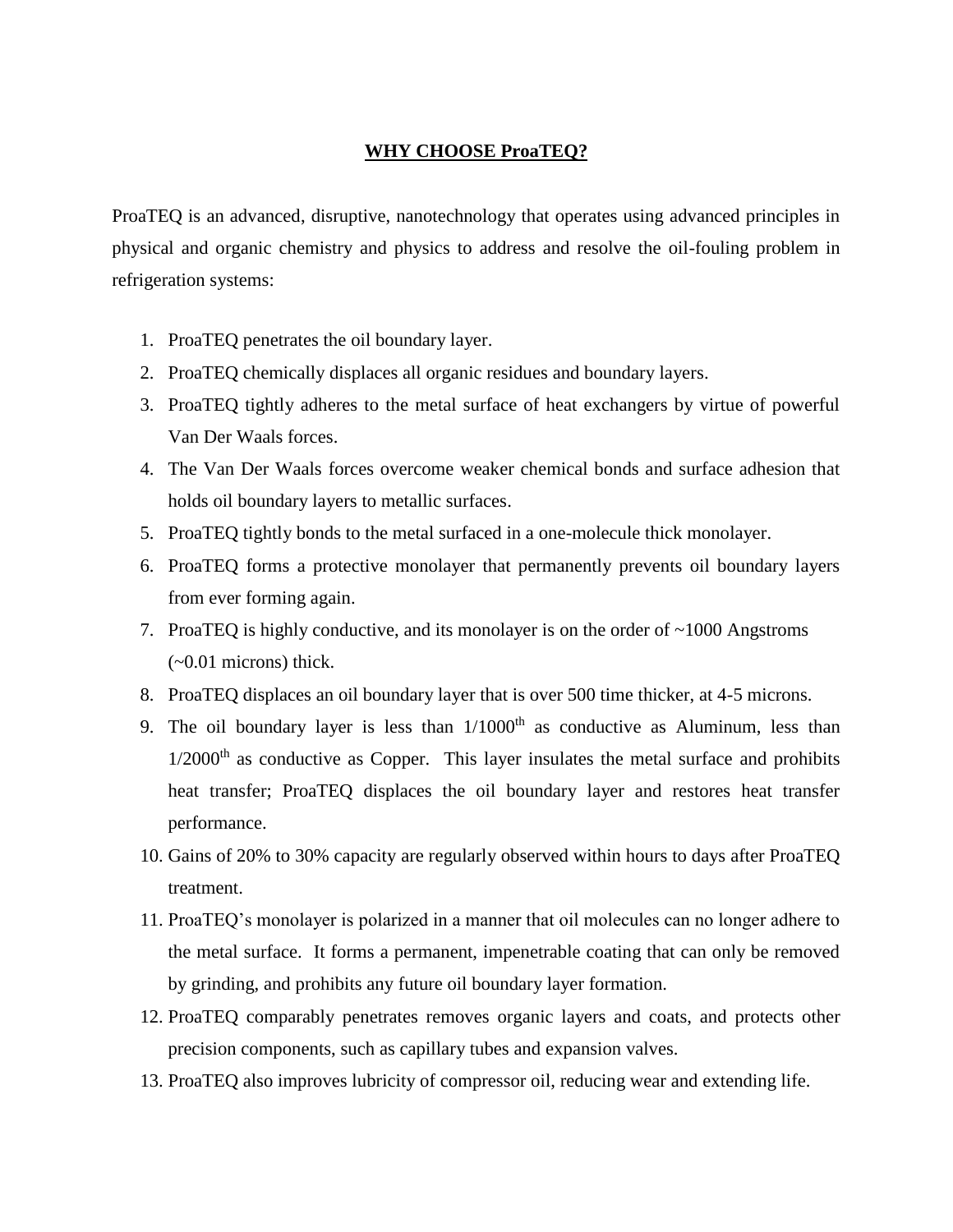# WHY CHOOSE ProaTEQ?

ProaTEQ is an advanced, disruptive, nanotechnology that operates using advanced principles in physical and organic chemistry and physics to address and resolve the oil-fouling problem in refrigeration systems:

1. ProaTEQ penetrates the oil boundary layer.
2. ProaTEQ chemically displaces all organic residues and boundary layers.
3. ProaTEQ tightly adheres to the metal surface of heat exchangers by virtue of powerful Van Der Waals forces.
4. The Van Der Waals forces overcome weaker chemical bonds and surface adhesion that holds oil boundary layers to metallic surfaces.
5. ProaTEQ tightly bonds to the metal surfaced in a one-molecule thick monolayer.
6. ProaTEQ forms a protective monolayer that permanently prevents oil boundary layers from ever forming again.
7. ProaTEQ is highly conductive, and its monolayer is on the order of ~1000 Angstroms (~0.01 microns) thick.
8. ProaTEQ displaces an oil boundary layer that is over 500 time thicker, at 4-5 microns.
9. The oil boundary layer is less than $1/1000^{th}$ as conductive as Aluminum, less than $1/2000^{th}$ as conductive as Copper. This layer insulates the metal surface and prohibits heat transfer; ProaTEQ displaces the oil boundary layer and restores heat transfer performance.
10. Gains of 20% to 30% capacity are regularly observed within hours to days after ProaTEQ treatment.
11. ProaTEQ's monolayer is polarized in a manner that oil molecules can no longer adhere to the metal surface. It forms a permanent, impenetrable coating that can only be removed by grinding, and prohibits any future oil boundary layer formation.
12. ProaTEQ comparably penetrates removes organic layers and coats, and protects other precision components, such as capillary tubes and expansion valves.
13. ProaTEQ also improves lubricity of compressor oil, reducing wear and extending life.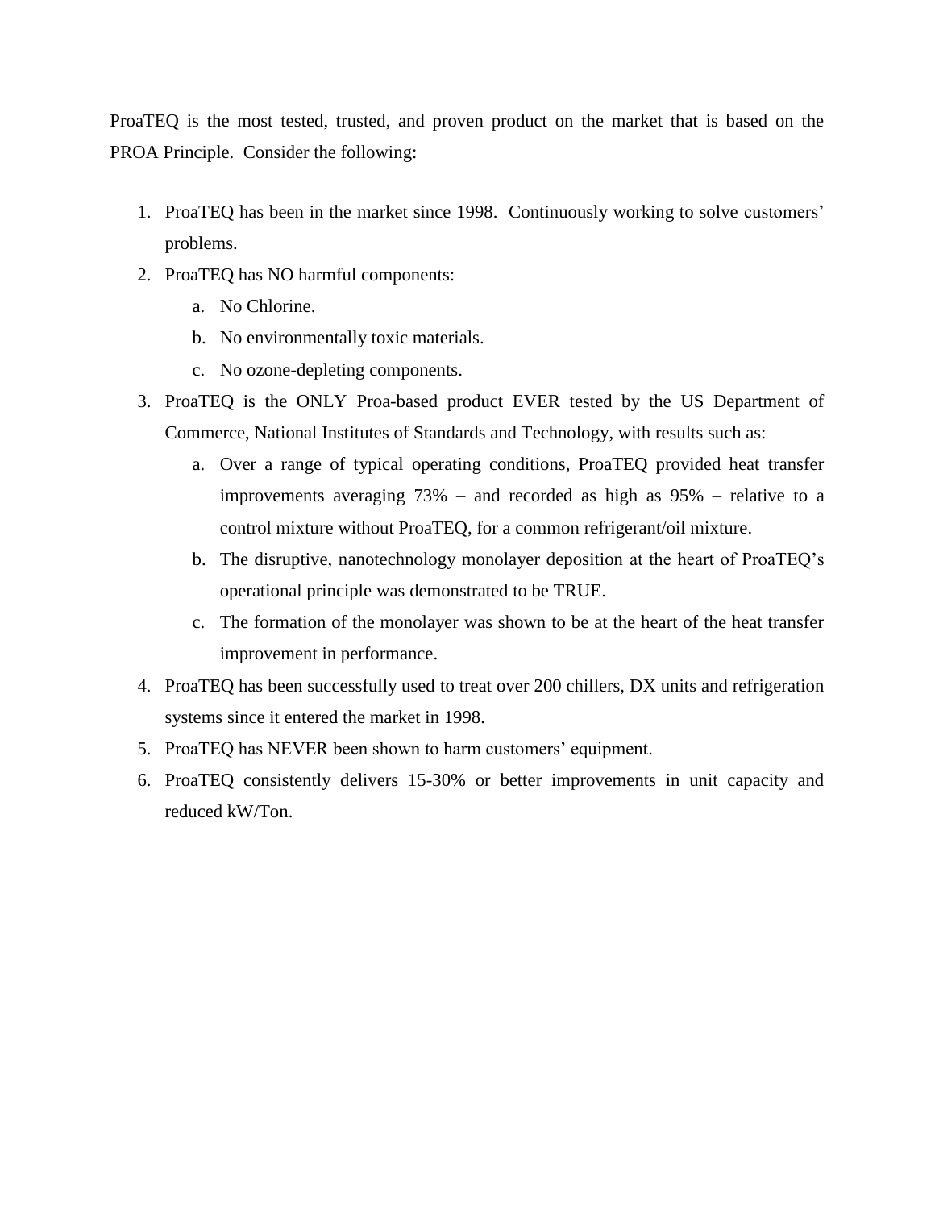ProaTEQ is the most tested, trusted, and proven product on the market that is based on the PROA Principle. Consider the following:

1. ProaTEQ has been in the market since 1998. Continuously working to solve customers' problems.
2. ProaTEQ has NO harmful components:
   a. No Chlorine.
   b. No environmentally toxic materials.
   c. No ozone-depleting components.
3. ProaTEQ is the ONLY Proa-based product EVER tested by the US Department of Commerce, National Institutes of Standards and Technology, with results such as:
   a. Over a range of typical operating conditions, ProaTEQ provided heat transfer improvements averaging 73% – and recorded as high as 95% – relative to a control mixture without ProaTEQ, for a common refrigerant/oil mixture.
   b. The disruptive, nanotechnology monolayer deposition at the heart of ProaTEQ's operational principle was demonstrated to be TRUE.
   c. The formation of the monolayer was shown to be at the heart of the heat transfer improvement in performance.
4. ProaTEQ has been successfully used to treat over 200 chillers, DX units and refrigeration systems since it entered the market in 1998.
5. ProaTEQ has NEVER been shown to harm customers' equipment.
6. ProaTEQ consistently delivers 15-30% or better improvements in unit capacity and reduced kW/Ton.